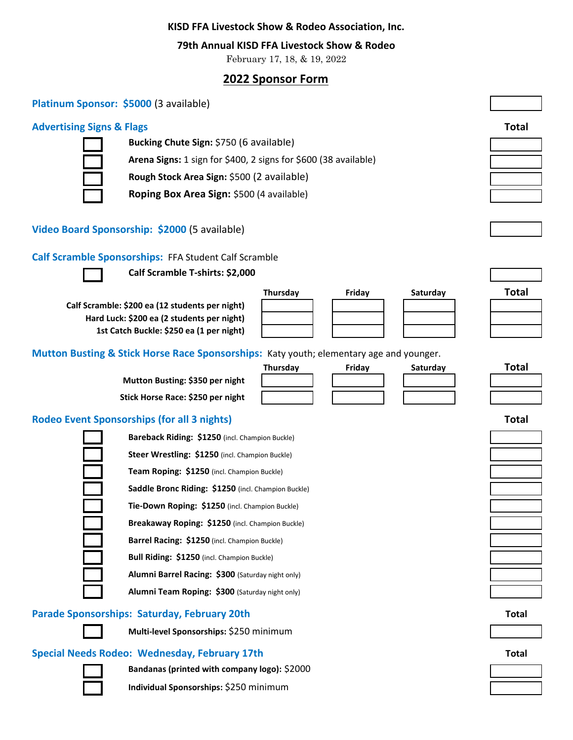**KISD FFA Livestock Show & Rodeo Association, Inc.**

**79th Annual KISD FFA Livestock Show & Rodeo**

February 17, 18, & 19, 2022

## 2022 Sponsor Form

### Platinum Sponsor: $5000 (3 available)

### Advertising Signs & Flags

| | Item | Total |
|---|---|---|
| ☐ | **Bucking Chute Sign:** $750 (6 available) | |
| ☐ | **Arena Signs:** 1 sign for $400, 2 signs for $600 (38 available) | |
| ☐ | **Rough Stock Area Sign:** $500 (2 available) | |
| ☐ | **Roping Box Area Sign:** $500 (4 available) | |

### Video Board Sponsorship: $2000 (5 available)

### Calf Scramble Sponsorships: FFA Student Calf Scramble

☐ **Calf Scramble T-shirts: $2,000**

| | Thursday | Friday | Saturday | Total |
|---|---|---|---|---|
| **Calf Scramble: $200 ea (12 students per night)** | | | | |
| **Hard Luck: $200 ea (2 students per night)** | | | | |
| **1st Catch Buckle: $250 ea (1 per night)** | | | | |

### Mutton Busting & Stick Horse Race Sponsorships: Katy youth; elementary age and younger.

| | Thursday | Friday | Saturday | Total |
|---|---|---|---|---|
| **Mutton Busting: $350 per night** | | | | |
| **Stick Horse Race: $250 per night** | | | | |

### Rodeo Event Sponsorships (for all 3 nights)

| | Event | Total |
|---|---|---|
| ☐ | **Bareback Riding: $1250** (incl. Champion Buckle) | |
| ☐ | **Steer Wrestling: $1250** (incl. Champion Buckle) | |
| ☐ | **Team Roping: $1250** (incl. Champion Buckle) | |
| ☐ | **Saddle Bronc Riding: $1250** (incl. Champion Buckle) | |
| ☐ | **Tie-Down Roping: $1250** (incl. Champion Buckle) | |
| ☐ | **Breakaway Roping: $1250** (incl. Champion Buckle) | |
| ☐ | **Barrel Racing: $1250** (incl. Champion Buckle) | |
| ☐ | **Bull Riding: $1250** (incl. Champion Buckle) | |
| ☐ | **Alumni Barrel Racing: $300** (Saturday night only) | |
| ☐ | **Alumni Team Roping: $300** (Saturday night only) | |

### Parade Sponsorships: Saturday, February 20th

| | Item | Total |
|---|---|---|
| ☐ | **Multi-level Sponsorships:** $250 minimum | |

### Special Needs Rodeo: Wednesday, February 17th

| | Item | Total |
|---|---|---|
| ☐ | **Bandanas (printed with company logo):** $2000 | |
| ☐ | **Individual Sponsorships:** $250 minimum | |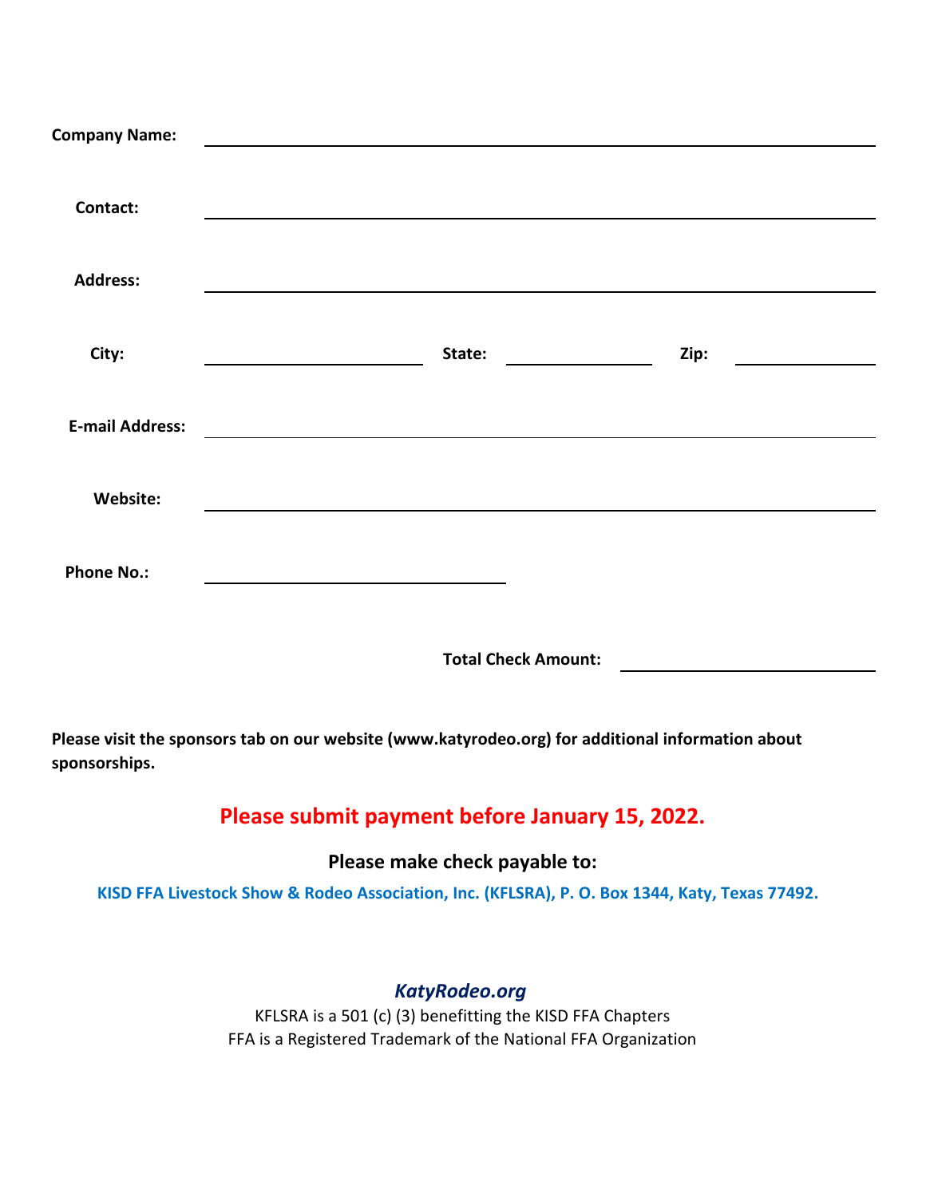**Company Name:** ______________________________________________

**Contact:** ______________________________________________

**Address:** ______________________________________________

**City:** ____________________ **State:** ______________ **Zip:** ____________

**E-mail Address:** ______________________________________________

**Website:** ______________________________________________

**Phone No.:** ________________________

**Total Check Amount:** ____________________

**Please visit the sponsors tab on our website (www.katyrodeo.org) for additional information about sponsorships.**

**Please submit payment before January 15, 2022.**

**Please make check payable to:**

**KISD FFA Livestock Show & Rodeo Association, Inc. (KFLSRA), P. O. Box 1344, Katy, Texas 77492.**

***KatyRodeo.org***

KFLSRA is a 501 (c) (3) benefitting the KISD FFA Chapters

FFA is a Registered Trademark of the National FFA Organization